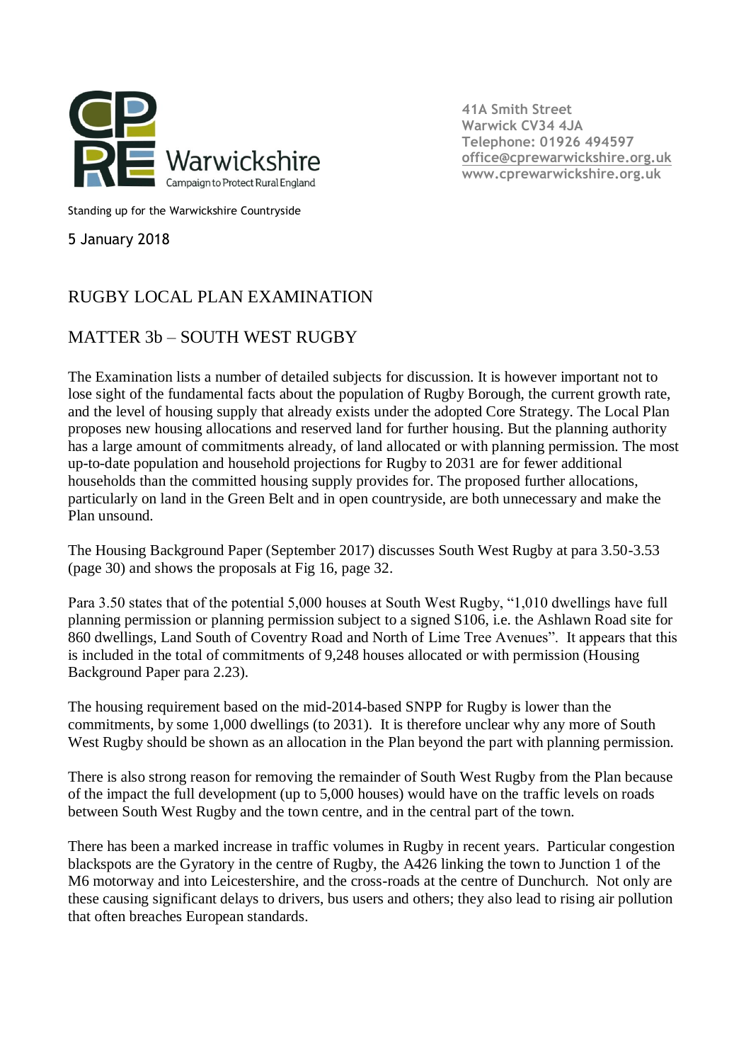CPRE Warwickshire
Campaign to Protect Rural England

41A Smith Street
Warwick CV34 4JA
Telephone: 01926 494597
office@cprewarwickshire.org.uk
www.cprewarwickshire.org.uk

Standing up for the Warwickshire Countryside

5 January 2018

# RUGBY LOCAL PLAN EXAMINATION

## MATTER 3b – SOUTH WEST RUGBY

The Examination lists a number of detailed subjects for discussion. It is however important not to lose sight of the fundamental facts about the population of Rugby Borough, the current growth rate, and the level of housing supply that already exists under the adopted Core Strategy. The Local Plan proposes new housing allocations and reserved land for further housing. But the planning authority has a large amount of commitments already, of land allocated or with planning permission. The most up-to-date population and household projections for Rugby to 2031 are for fewer additional households than the committed housing supply provides for. The proposed further allocations, particularly on land in the Green Belt and in open countryside, are both unnecessary and make the Plan unsound.

The Housing Background Paper (September 2017) discusses South West Rugby at para 3.50-3.53 (page 30) and shows the proposals at Fig 16, page 32.

Para 3.50 states that of the potential 5,000 houses at South West Rugby, "1,010 dwellings have full planning permission or planning permission subject to a signed S106, i.e. the Ashlawn Road site for 860 dwellings, Land South of Coventry Road and North of Lime Tree Avenues". It appears that this is included in the total of commitments of 9,248 houses allocated or with permission (Housing Background Paper para 2.23).

The housing requirement based on the mid-2014-based SNPP for Rugby is lower than the commitments, by some 1,000 dwellings (to 2031). It is therefore unclear why any more of South West Rugby should be shown as an allocation in the Plan beyond the part with planning permission.

There is also strong reason for removing the remainder of South West Rugby from the Plan because of the impact the full development (up to 5,000 houses) would have on the traffic levels on roads between South West Rugby and the town centre, and in the central part of the town.

There has been a marked increase in traffic volumes in Rugby in recent years. Particular congestion blackspots are the Gyratory in the centre of Rugby, the A426 linking the town to Junction 1 of the M6 motorway and into Leicestershire, and the cross-roads at the centre of Dunchurch. Not only are these causing significant delays to drivers, bus users and others; they also lead to rising air pollution that often breaches European standards.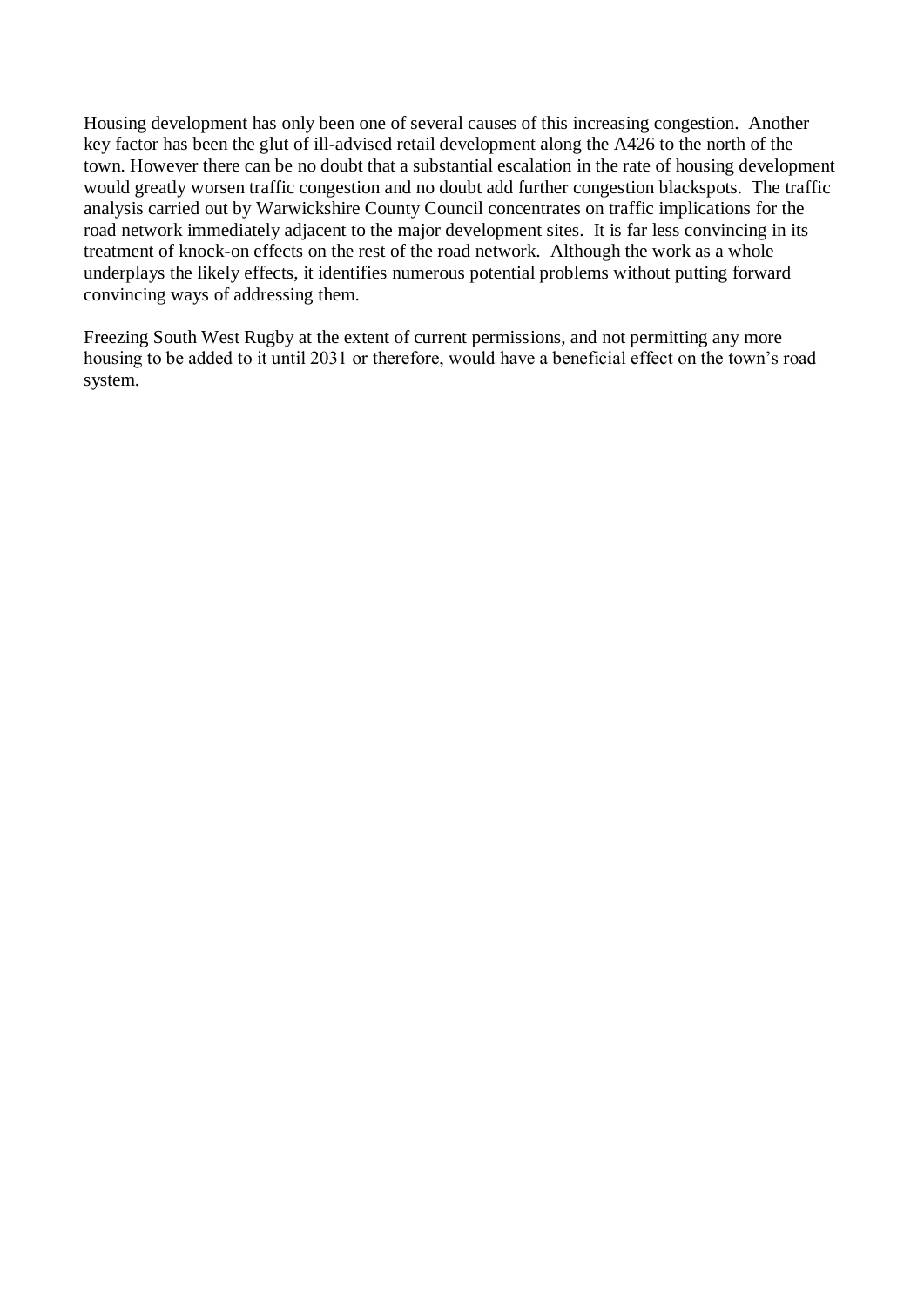Housing development has only been one of several causes of this increasing congestion. Another key factor has been the glut of ill-advised retail development along the A426 to the north of the town. However there can be no doubt that a substantial escalation in the rate of housing development would greatly worsen traffic congestion and no doubt add further congestion blackspots. The traffic analysis carried out by Warwickshire County Council concentrates on traffic implications for the road network immediately adjacent to the major development sites. It is far less convincing in its treatment of knock-on effects on the rest of the road network. Although the work as a whole underplays the likely effects, it identifies numerous potential problems without putting forward convincing ways of addressing them.

Freezing South West Rugby at the extent of current permissions, and not permitting any more housing to be added to it until 2031 or therefore, would have a beneficial effect on the town's road system.